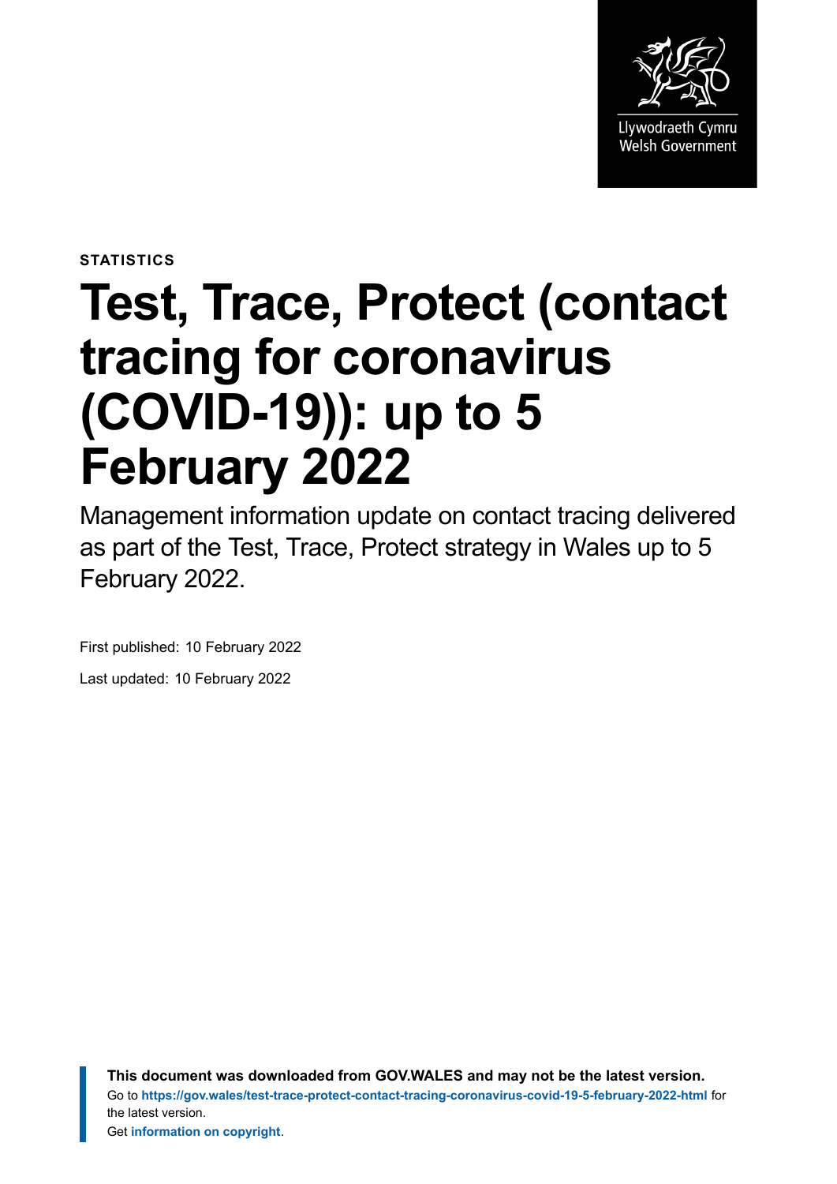Llywodraeth Cymru
Welsh Government

**STATISTICS**

# Test, Trace, Protect (contact tracing for coronavirus (COVID-19)): up to 5 February 2022

Management information update on contact tracing delivered as part of the Test, Trace, Protect strategy in Wales up to 5 February 2022.

First published: 10 February 2022

Last updated: 10 February 2022

**This document was downloaded from GOV.WALES and may not be the latest version.**
Go to **https://gov.wales/test-trace-protect-contact-tracing-coronavirus-covid-19-5-february-2022-html** for the latest version.
Get **information on copyright**.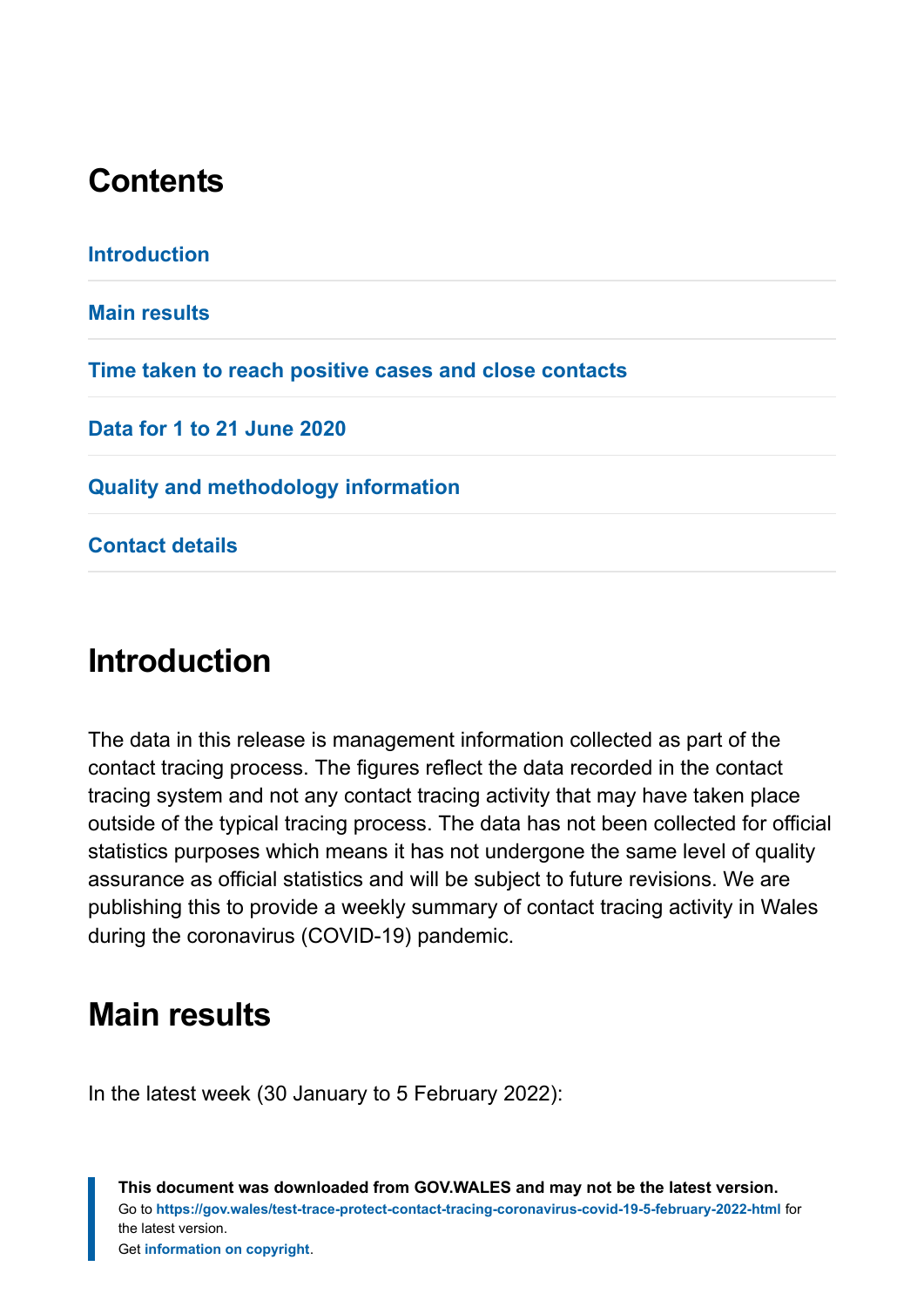## Contents

Introduction

Main results

Time taken to reach positive cases and close contacts

Data for 1 to 21 June 2020

Quality and methodology information

Contact details

## Introduction

The data in this release is management information collected as part of the contact tracing process. The figures reflect the data recorded in the contact tracing system and not any contact tracing activity that may have taken place outside of the typical tracing process. The data has not been collected for official statistics purposes which means it has not undergone the same level of quality assurance as official statistics and will be subject to future revisions. We are publishing this to provide a weekly summary of contact tracing activity in Wales during the coronavirus (COVID-19) pandemic.

## Main results

In the latest week (30 January to 5 February 2022):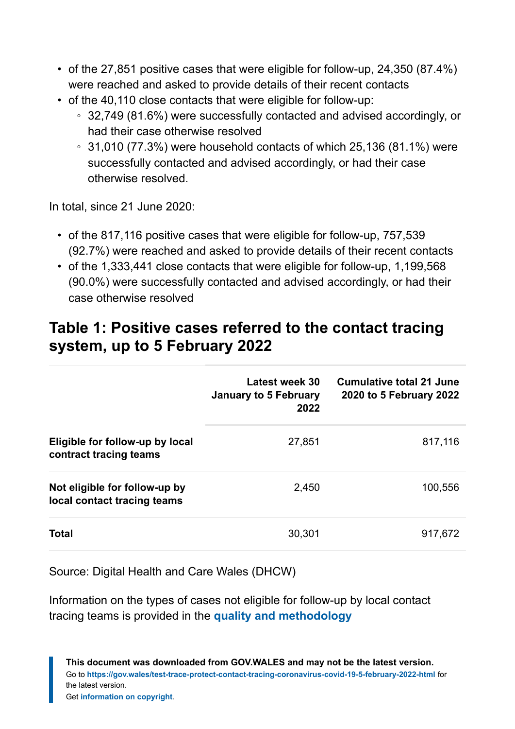- of the 27,851 positive cases that were eligible for follow-up, 24,350 (87.4%) were reached and asked to provide details of their recent contacts
- of the 40,110 close contacts that were eligible for follow-up:
  - 32,749 (81.6%) were successfully contacted and advised accordingly, or had their case otherwise resolved
  - 31,010 (77.3%) were household contacts of which 25,136 (81.1%) were successfully contacted and advised accordingly, or had their case otherwise resolved.

In total, since 21 June 2020:

- of the 817,116 positive cases that were eligible for follow-up, 757,539 (92.7%) were reached and asked to provide details of their recent contacts
- of the 1,333,441 close contacts that were eligible for follow-up, 1,199,568 (90.0%) were successfully contacted and advised accordingly, or had their case otherwise resolved

## Table 1: Positive cases referred to the contact tracing system, up to 5 February 2022

| | Latest week 30 January to 5 February 2022 | Cumulative total 21 June 2020 to 5 February 2022 |
|---|---|---|
| **Eligible for follow-up by local contract tracing teams** | 27,851 | 817,116 |
| **Not eligible for follow-up by local contact tracing teams** | 2,450 | 100,556 |
| **Total** | 30,301 | 917,672 |

Source: Digital Health and Care Wales (DHCW)

Information on the types of cases not eligible for follow-up by local contact tracing teams is provided in the **quality and methodology**

**This document was downloaded from GOV.WALES and may not be the latest version.**
Go to **https://gov.wales/test-trace-protect-contact-tracing-coronavirus-covid-19-5-february-2022-html** for the latest version.
Get **information on copyright**.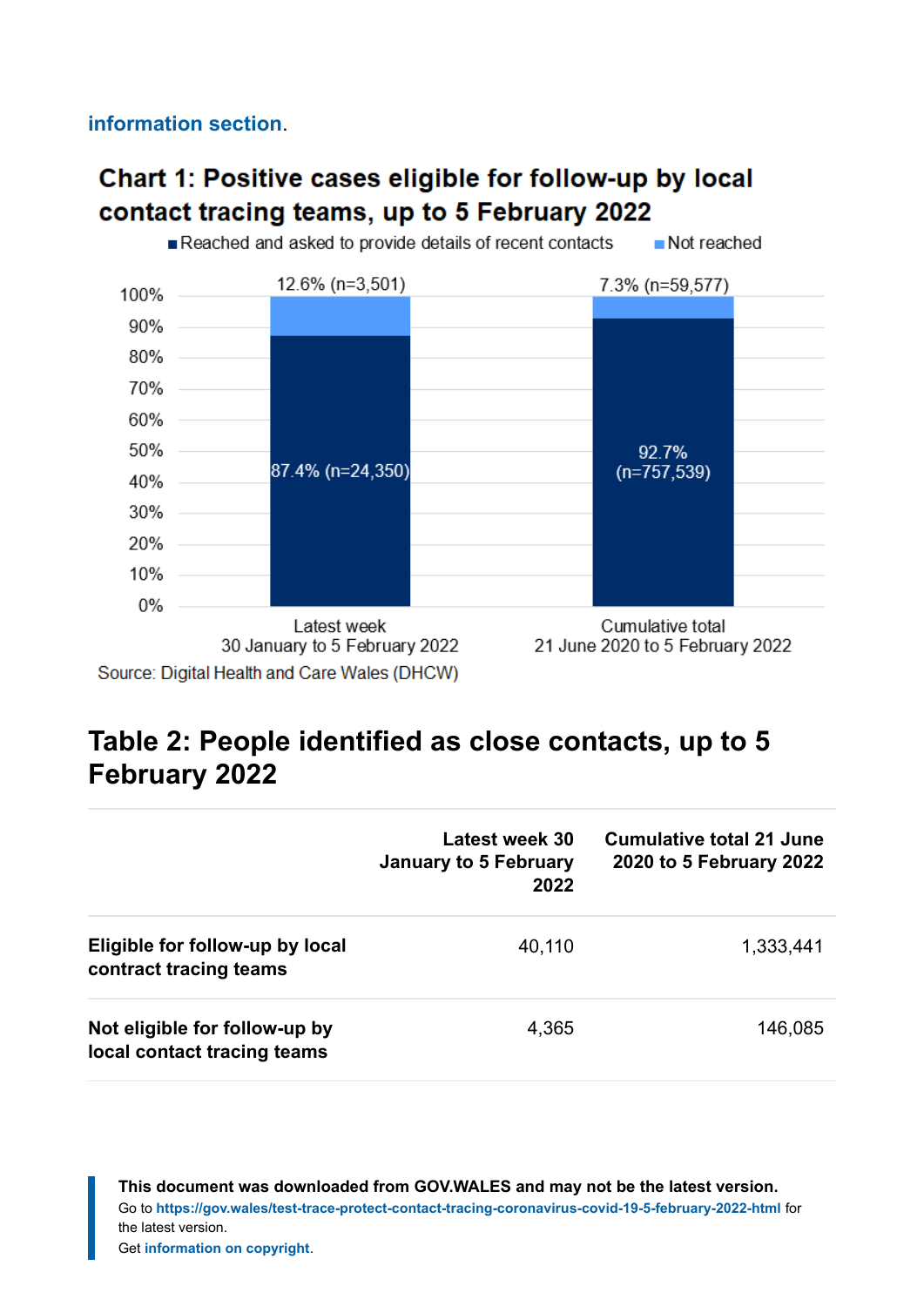information section.

## Chart 1: Positive cases eligible for follow-up by local contact tracing teams, up to 5 February 2022

| | Reached and asked to provide details of recent contacts | Not reached |
|---|---|---|
| Latest week 30 January to 5 February 2022 | 87.4% (n=24,350) | 12.6% (n=3,501) |
| Cumulative total 21 June 2020 to 5 February 2022 | 92.7% (n=757,539) | 7.3% (n=59,577) |

Source: Digital Health and Care Wales (DHCW)

## Table 2: People identified as close contacts, up to 5 February 2022

| | Latest week 30 January to 5 February 2022 | Cumulative total 21 June 2020 to 5 February 2022 |
|---|---|---|
| **Eligible for follow-up by local contract tracing teams** | 40,110 | 1,333,441 |
| **Not eligible for follow-up by local contact tracing teams** | 4,365 | 146,085 |

**This document was downloaded from GOV.WALES and may not be the latest version.**
Go to **https://gov.wales/test-trace-protect-contact-tracing-coronavirus-covid-19-5-february-2022-html** for the latest version.
Get **information on copyright**.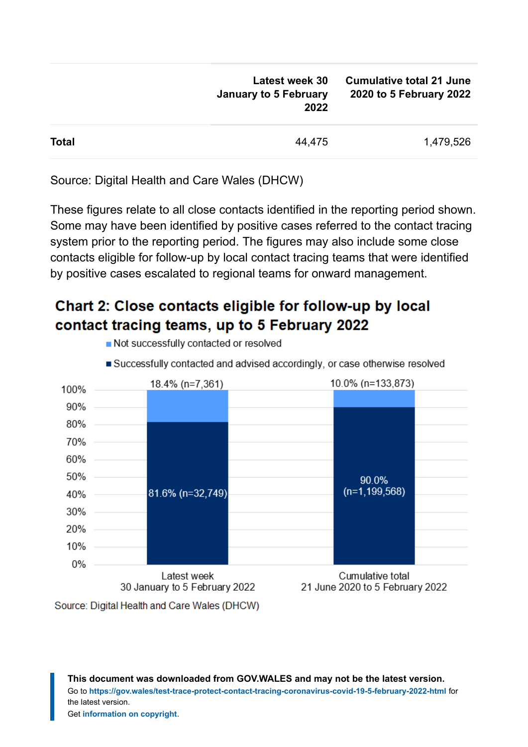| | Latest week 30 January to 5 February 2022 | Cumulative total 21 June 2020 to 5 February 2022 |
|---|---|---|
| **Total** | 44,475 | 1,479,526 |

Source: Digital Health and Care Wales (DHCW)

These figures relate to all close contacts identified in the reporting period shown. Some may have been identified by positive cases referred to the contact tracing system prior to the reporting period. The figures may also include some close contacts eligible for follow-up by local contact tracing teams that were identified by positive cases escalated to regional teams for onward management.

## Chart 2: Close contacts eligible for follow-up by local contact tracing teams, up to 5 February 2022

| | Latest week 30 January to 5 February 2022 | Cumulative total 21 June 2020 to 5 February 2022 |
|---|---|---|
| Not successfully contacted or resolved | 18.4% (n=7,361) | 10.0% (n=133,873) |
| Successfully contacted and advised accordingly, or case otherwise resolved | 81.6% (n=32,749) | 90.0% (n=1,199,568) |

Source: Digital Health and Care Wales (DHCW)

**This document was downloaded from GOV.WALES and may not be the latest version.**
Go to **https://gov.wales/test-trace-protect-contact-tracing-coronavirus-covid-19-5-february-2022-html** for the latest version.
Get **information on copyright**.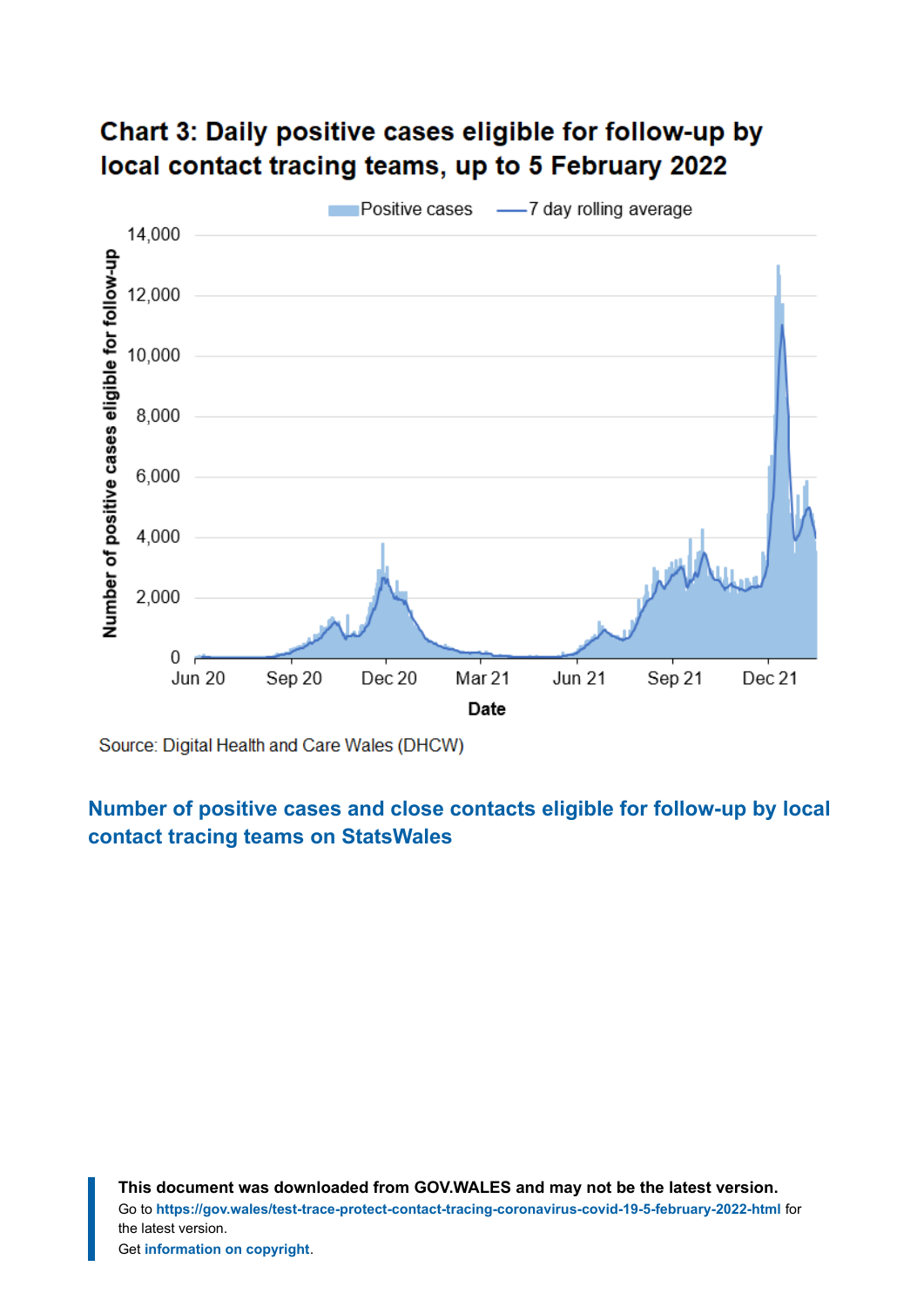## Chart 3: Daily positive cases eligible for follow-up by local contact tracing teams, up to 5 February 2022

Source: Digital Health and Care Wales (DHCW)

**Number of positive cases and close contacts eligible for follow-up by local contact tracing teams on StatsWales**

**This document was downloaded from GOV.WALES and may not be the latest version.**
Go to **https://gov.wales/test-trace-protect-contact-tracing-coronavirus-covid-19-5-february-2022-html** for the latest version.
Get **information on copyright**.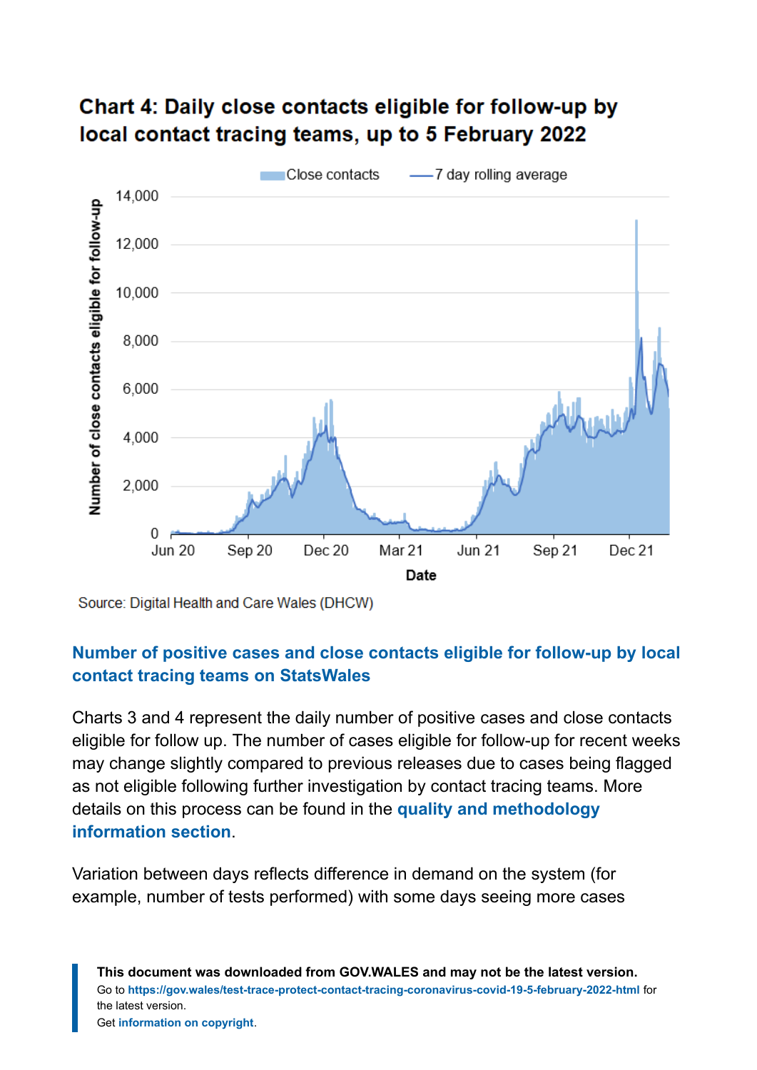## Chart 4: Daily close contacts eligible for follow-up by local contact tracing teams, up to 5 February 2022

Source: Digital Health and Care Wales (DHCW)

**Number of positive cases and close contacts eligible for follow-up by local contact tracing teams on StatsWales**

Charts 3 and 4 represent the daily number of positive cases and close contacts eligible for follow up. The number of cases eligible for follow-up for recent weeks may change slightly compared to previous releases due to cases being flagged as not eligible following further investigation by contact tracing teams. More details on this process can be found in the **quality and methodology information section**.

Variation between days reflects difference in demand on the system (for example, number of tests performed) with some days seeing more cases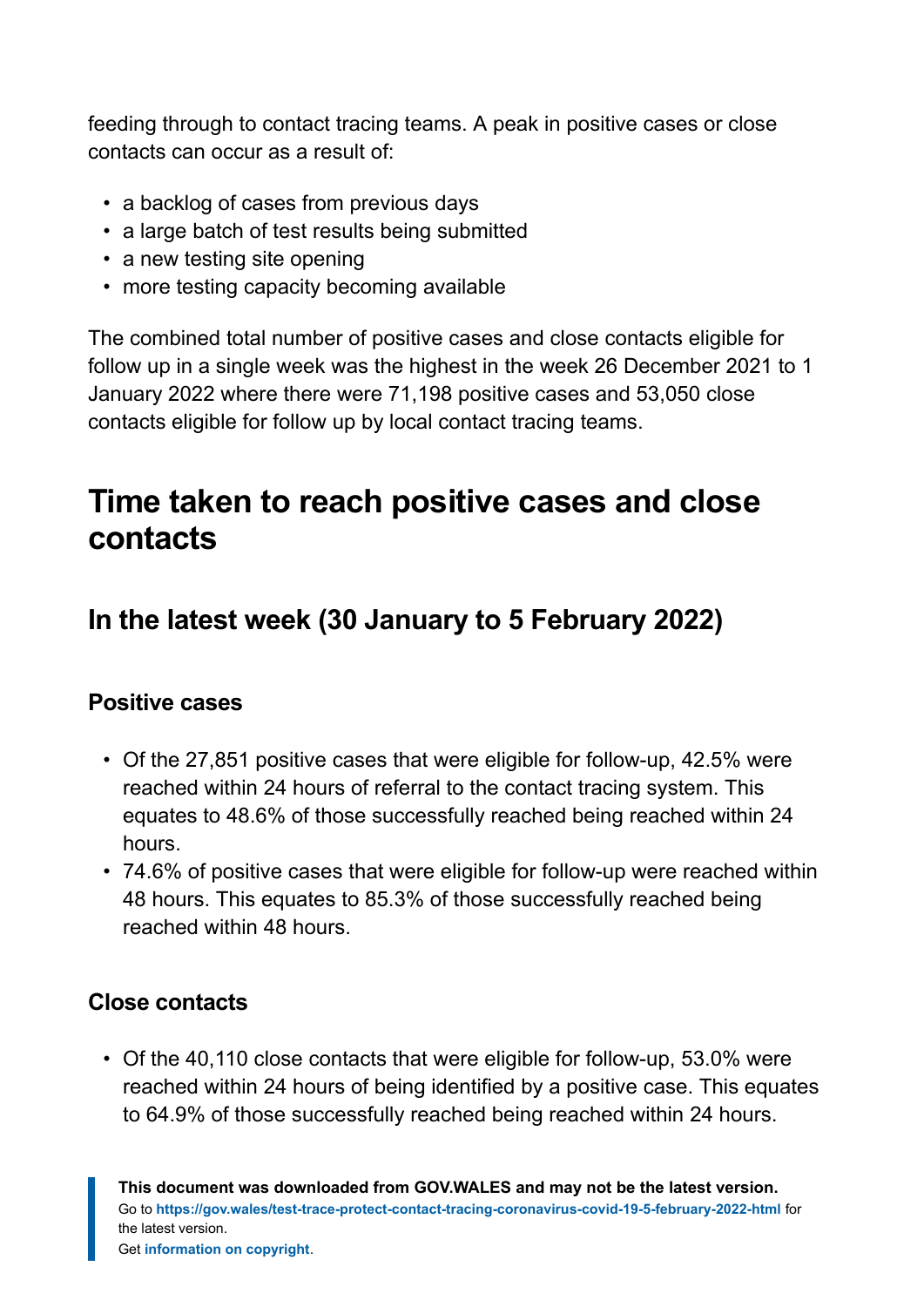feeding through to contact tracing teams. A peak in positive cases or close contacts can occur as a result of:

- a backlog of cases from previous days
- a large batch of test results being submitted
- a new testing site opening
- more testing capacity becoming available

The combined total number of positive cases and close contacts eligible for follow up in a single week was the highest in the week 26 December 2021 to 1 January 2022 where there were 71,198 positive cases and 53,050 close contacts eligible for follow up by local contact tracing teams.

## Time taken to reach positive cases and close contacts

### In the latest week (30 January to 5 February 2022)

#### Positive cases

- Of the 27,851 positive cases that were eligible for follow-up, 42.5% were reached within 24 hours of referral to the contact tracing system. This equates to 48.6% of those successfully reached being reached within 24 hours.
- 74.6% of positive cases that were eligible for follow-up were reached within 48 hours. This equates to 85.3% of those successfully reached being reached within 48 hours.

#### Close contacts

- Of the 40,110 close contacts that were eligible for follow-up, 53.0% were reached within 24 hours of being identified by a positive case. This equates to 64.9% of those successfully reached being reached within 24 hours.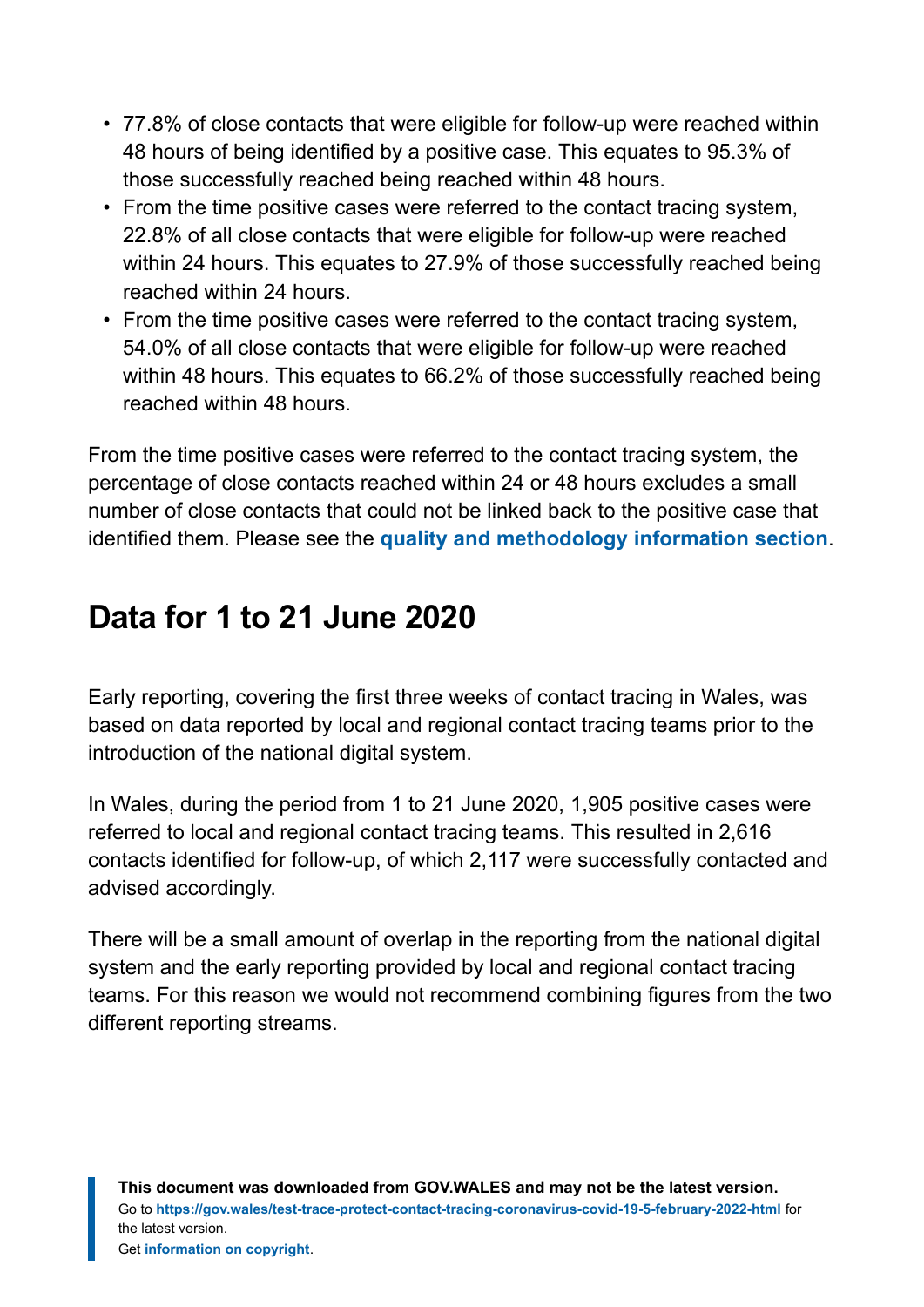- 77.8% of close contacts that were eligible for follow-up were reached within 48 hours of being identified by a positive case. This equates to 95.3% of those successfully reached being reached within 48 hours.
- From the time positive cases were referred to the contact tracing system, 22.8% of all close contacts that were eligible for follow-up were reached within 24 hours. This equates to 27.9% of those successfully reached being reached within 24 hours.
- From the time positive cases were referred to the contact tracing system, 54.0% of all close contacts that were eligible for follow-up were reached within 48 hours. This equates to 66.2% of those successfully reached being reached within 48 hours.

From the time positive cases were referred to the contact tracing system, the percentage of close contacts reached within 24 or 48 hours excludes a small number of close contacts that could not be linked back to the positive case that identified them. Please see the **quality and methodology information section**.

## Data for 1 to 21 June 2020

Early reporting, covering the first three weeks of contact tracing in Wales, was based on data reported by local and regional contact tracing teams prior to the introduction of the national digital system.

In Wales, during the period from 1 to 21 June 2020, 1,905 positive cases were referred to local and regional contact tracing teams. This resulted in 2,616 contacts identified for follow-up, of which 2,117 were successfully contacted and advised accordingly.

There will be a small amount of overlap in the reporting from the national digital system and the early reporting provided by local and regional contact tracing teams. For this reason we would not recommend combining figures from the two different reporting streams.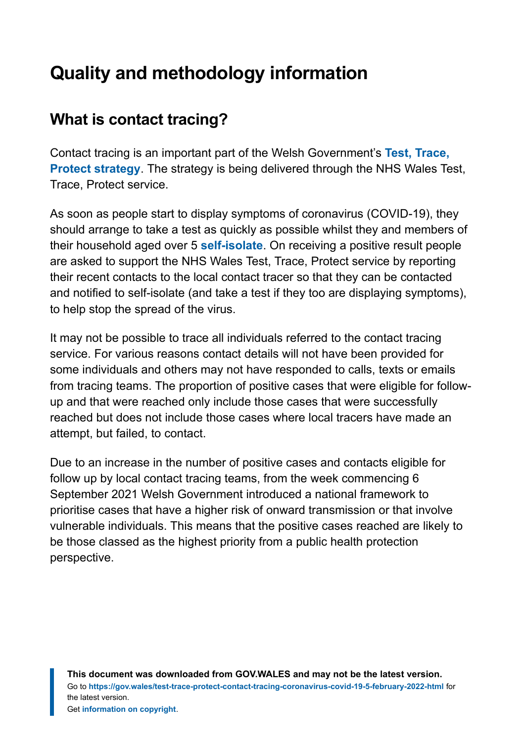# Quality and methodology information

## What is contact tracing?

Contact tracing is an important part of the Welsh Government's **Test, Trace, Protect strategy**. The strategy is being delivered through the NHS Wales Test, Trace, Protect service.

As soon as people start to display symptoms of coronavirus (COVID-19), they should arrange to take a test as quickly as possible whilst they and members of their household aged over 5 **self-isolate**. On receiving a positive result people are asked to support the NHS Wales Test, Trace, Protect service by reporting their recent contacts to the local contact tracer so that they can be contacted and notified to self-isolate (and take a test if they too are displaying symptoms), to help stop the spread of the virus.

It may not be possible to trace all individuals referred to the contact tracing service. For various reasons contact details will not have been provided for some individuals and others may not have responded to calls, texts or emails from tracing teams. The proportion of positive cases that were eligible for follow-up and that were reached only include those cases that were successfully reached but does not include those cases where local tracers have made an attempt, but failed, to contact.

Due to an increase in the number of positive cases and contacts eligible for follow up by local contact tracing teams, from the week commencing 6 September 2021 Welsh Government introduced a national framework to prioritise cases that have a higher risk of onward transmission or that involve vulnerable individuals. This means that the positive cases reached are likely to be those classed as the highest priority from a public health protection perspective.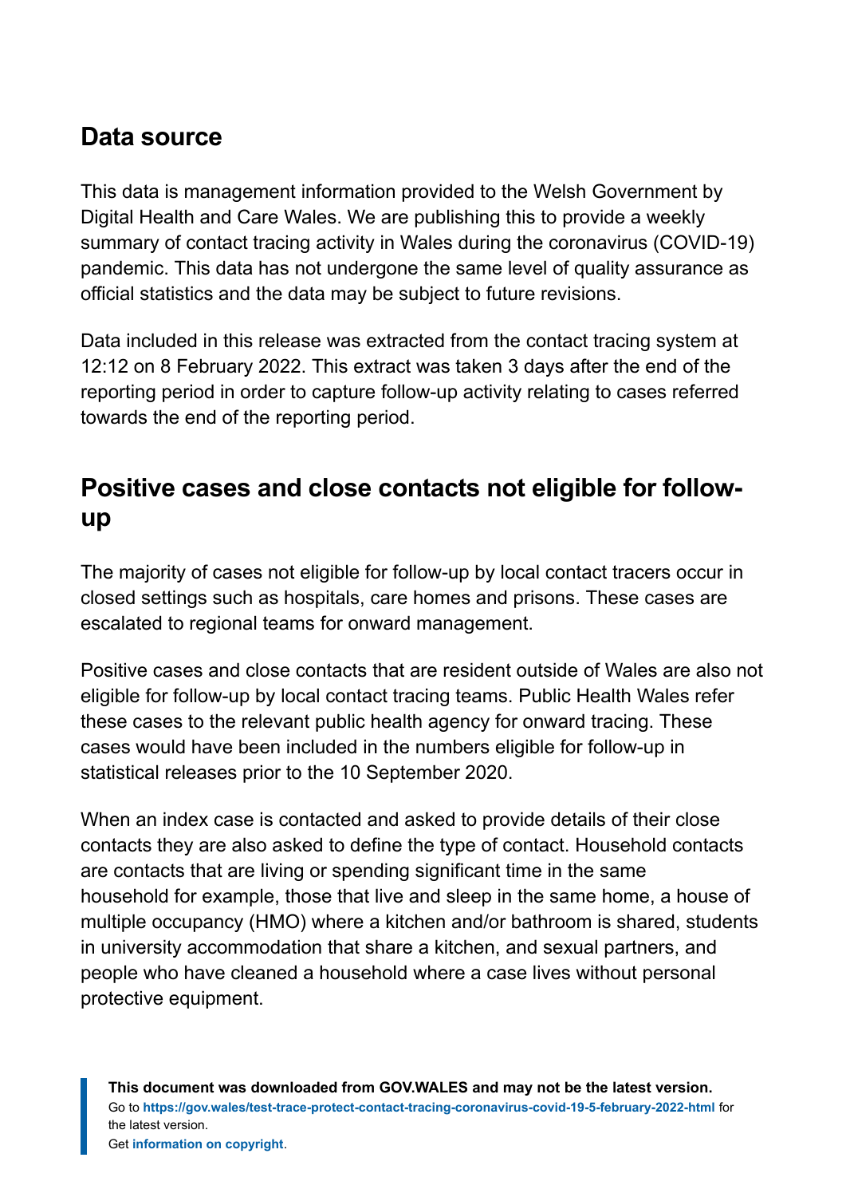## Data source

This data is management information provided to the Welsh Government by Digital Health and Care Wales. We are publishing this to provide a weekly summary of contact tracing activity in Wales during the coronavirus (COVID-19) pandemic. This data has not undergone the same level of quality assurance as official statistics and the data may be subject to future revisions.

Data included in this release was extracted from the contact tracing system at 12:12 on 8 February 2022. This extract was taken 3 days after the end of the reporting period in order to capture follow-up activity relating to cases referred towards the end of the reporting period.

## Positive cases and close contacts not eligible for follow-up

The majority of cases not eligible for follow-up by local contact tracers occur in closed settings such as hospitals, care homes and prisons. These cases are escalated to regional teams for onward management.

Positive cases and close contacts that are resident outside of Wales are also not eligible for follow-up by local contact tracing teams. Public Health Wales refer these cases to the relevant public health agency for onward tracing. These cases would have been included in the numbers eligible for follow-up in statistical releases prior to the 10 September 2020.

When an index case is contacted and asked to provide details of their close contacts they are also asked to define the type of contact. Household contacts are contacts that are living or spending significant time in the same household for example, those that live and sleep in the same home, a house of multiple occupancy (HMO) where a kitchen and/or bathroom is shared, students in university accommodation that share a kitchen, and sexual partners, and people who have cleaned a household where a case lives without personal protective equipment.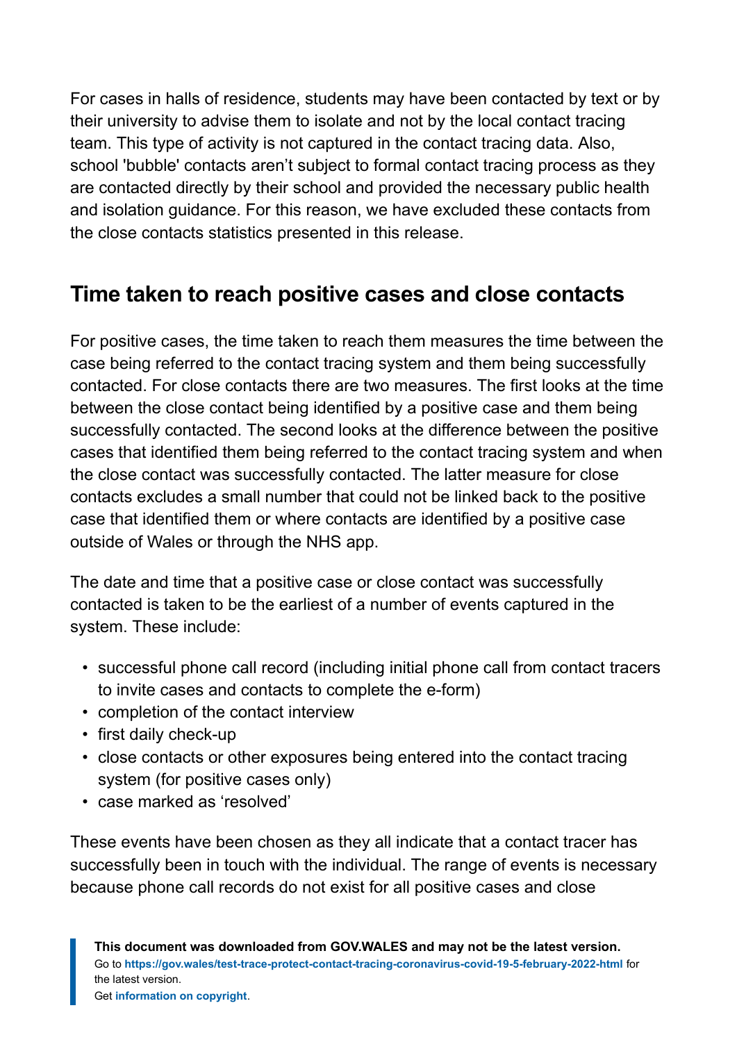For cases in halls of residence, students may have been contacted by text or by their university to advise them to isolate and not by the local contact tracing team. This type of activity is not captured in the contact tracing data. Also, school 'bubble' contacts aren't subject to formal contact tracing process as they are contacted directly by their school and provided the necessary public health and isolation guidance. For this reason, we have excluded these contacts from the close contacts statistics presented in this release.

## Time taken to reach positive cases and close contacts

For positive cases, the time taken to reach them measures the time between the case being referred to the contact tracing system and them being successfully contacted. For close contacts there are two measures. The first looks at the time between the close contact being identified by a positive case and them being successfully contacted. The second looks at the difference between the positive cases that identified them being referred to the contact tracing system and when the close contact was successfully contacted. The latter measure for close contacts excludes a small number that could not be linked back to the positive case that identified them or where contacts are identified by a positive case outside of Wales or through the NHS app.

The date and time that a positive case or close contact was successfully contacted is taken to be the earliest of a number of events captured in the system. These include:

- successful phone call record (including initial phone call from contact tracers to invite cases and contacts to complete the e-form)
- completion of the contact interview
- first daily check-up
- close contacts or other exposures being entered into the contact tracing system (for positive cases only)
- case marked as 'resolved'

These events have been chosen as they all indicate that a contact tracer has successfully been in touch with the individual. The range of events is necessary because phone call records do not exist for all positive cases and close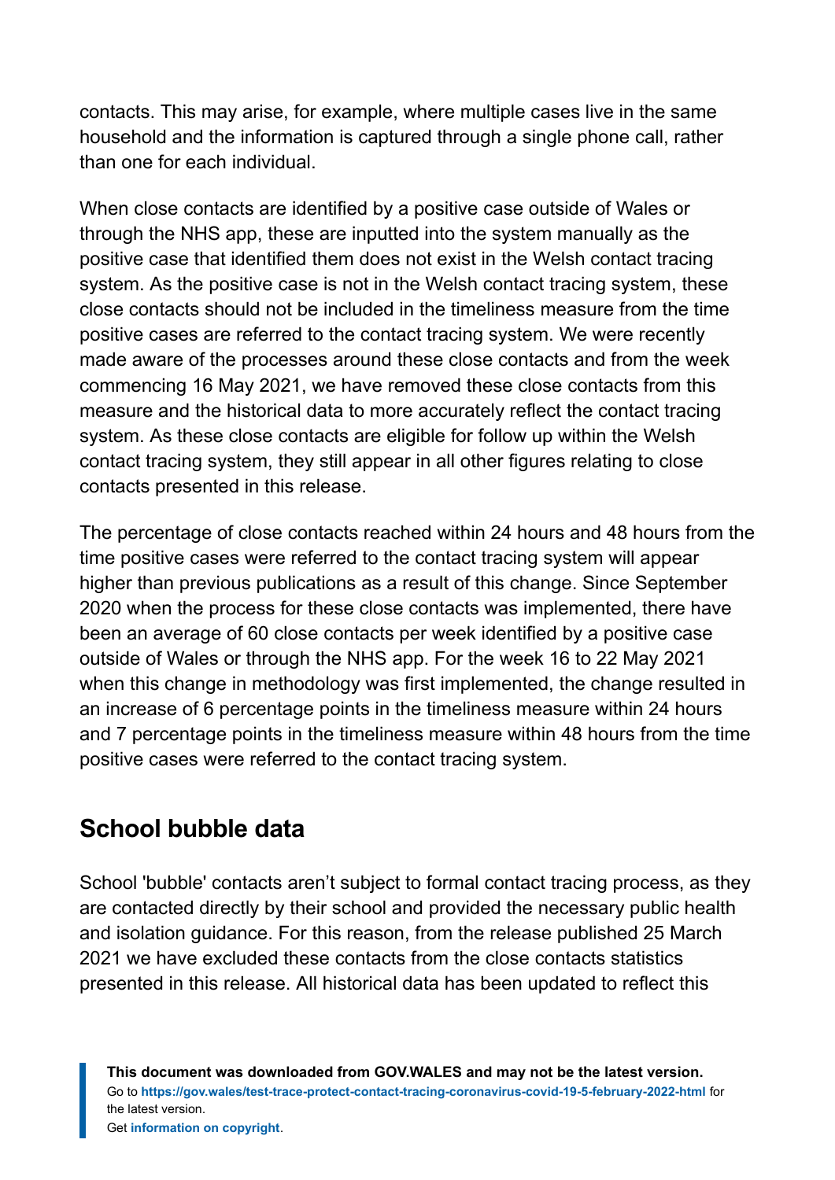contacts. This may arise, for example, where multiple cases live in the same household and the information is captured through a single phone call, rather than one for each individual.

When close contacts are identified by a positive case outside of Wales or through the NHS app, these are inputted into the system manually as the positive case that identified them does not exist in the Welsh contact tracing system. As the positive case is not in the Welsh contact tracing system, these close contacts should not be included in the timeliness measure from the time positive cases are referred to the contact tracing system. We were recently made aware of the processes around these close contacts and from the week commencing 16 May 2021, we have removed these close contacts from this measure and the historical data to more accurately reflect the contact tracing system. As these close contacts are eligible for follow up within the Welsh contact tracing system, they still appear in all other figures relating to close contacts presented in this release.

The percentage of close contacts reached within 24 hours and 48 hours from the time positive cases were referred to the contact tracing system will appear higher than previous publications as a result of this change. Since September 2020 when the process for these close contacts was implemented, there have been an average of 60 close contacts per week identified by a positive case outside of Wales or through the NHS app. For the week 16 to 22 May 2021 when this change in methodology was first implemented, the change resulted in an increase of 6 percentage points in the timeliness measure within 24 hours and 7 percentage points in the timeliness measure within 48 hours from the time positive cases were referred to the contact tracing system.

## School bubble data

School 'bubble' contacts aren't subject to formal contact tracing process, as they are contacted directly by their school and provided the necessary public health and isolation guidance. For this reason, from the release published 25 March 2021 we have excluded these contacts from the close contacts statistics presented in this release. All historical data has been updated to reflect this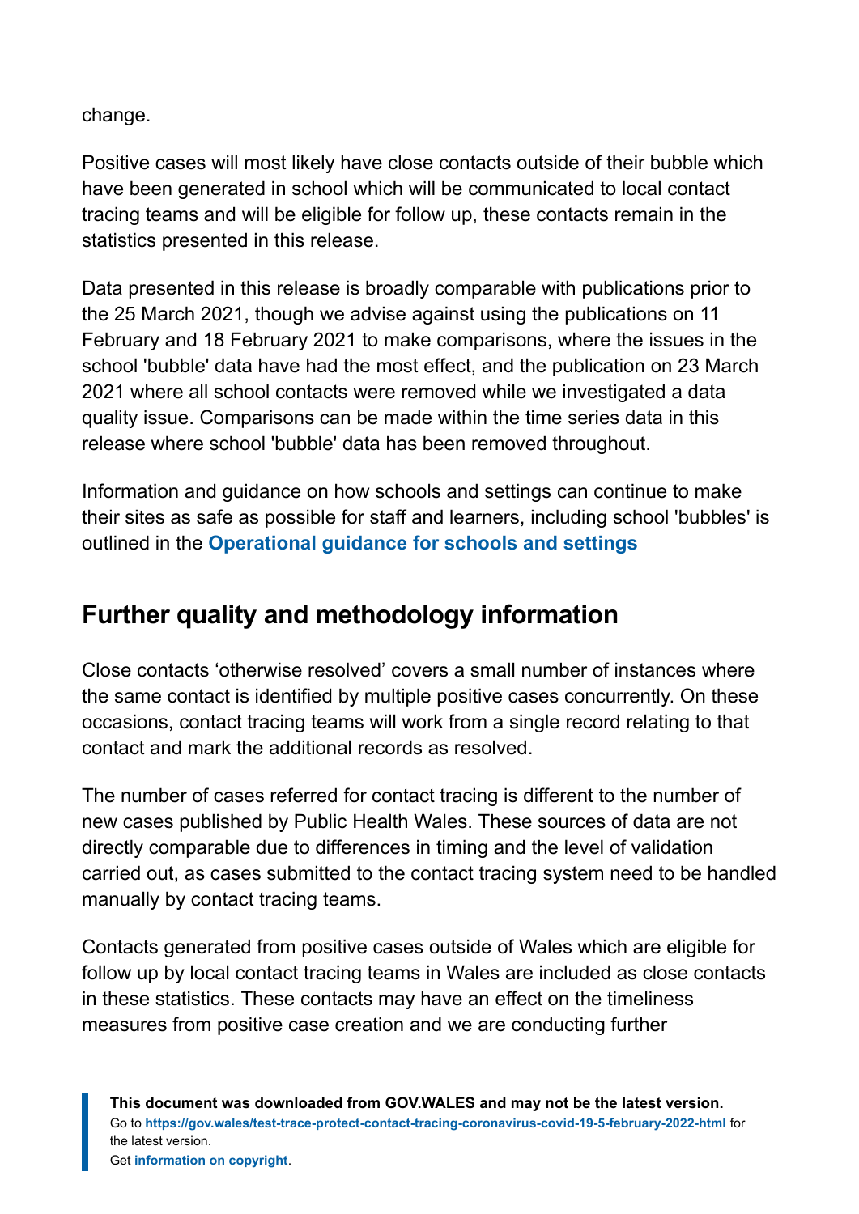change.

Positive cases will most likely have close contacts outside of their bubble which have been generated in school which will be communicated to local contact tracing teams and will be eligible for follow up, these contacts remain in the statistics presented in this release.

Data presented in this release is broadly comparable with publications prior to the 25 March 2021, though we advise against using the publications on 11 February and 18 February 2021 to make comparisons, where the issues in the school 'bubble' data have had the most effect, and the publication on 23 March 2021 where all school contacts were removed while we investigated a data quality issue. Comparisons can be made within the time series data in this release where school 'bubble' data has been removed throughout.

Information and guidance on how schools and settings can continue to make their sites as safe as possible for staff and learners, including school 'bubbles' is outlined in the **Operational guidance for schools and settings**

## Further quality and methodology information

Close contacts 'otherwise resolved' covers a small number of instances where the same contact is identified by multiple positive cases concurrently. On these occasions, contact tracing teams will work from a single record relating to that contact and mark the additional records as resolved.

The number of cases referred for contact tracing is different to the number of new cases published by Public Health Wales. These sources of data are not directly comparable due to differences in timing and the level of validation carried out, as cases submitted to the contact tracing system need to be handled manually by contact tracing teams.

Contacts generated from positive cases outside of Wales which are eligible for follow up by local contact tracing teams in Wales are included as close contacts in these statistics. These contacts may have an effect on the timeliness measures from positive case creation and we are conducting further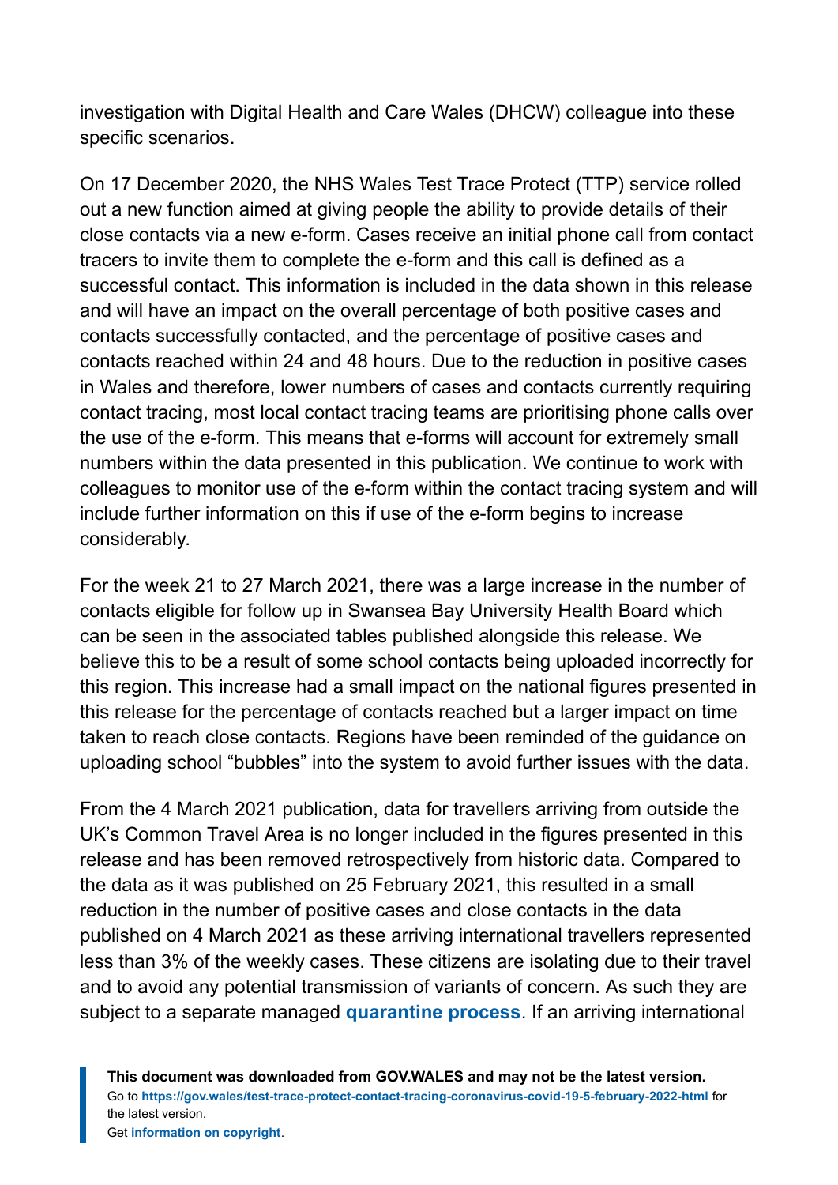investigation with Digital Health and Care Wales (DHCW) colleague into these specific scenarios.

On 17 December 2020, the NHS Wales Test Trace Protect (TTP) service rolled out a new function aimed at giving people the ability to provide details of their close contacts via a new e-form. Cases receive an initial phone call from contact tracers to invite them to complete the e-form and this call is defined as a successful contact. This information is included in the data shown in this release and will have an impact on the overall percentage of both positive cases and contacts successfully contacted, and the percentage of positive cases and contacts reached within 24 and 48 hours. Due to the reduction in positive cases in Wales and therefore, lower numbers of cases and contacts currently requiring contact tracing, most local contact tracing teams are prioritising phone calls over the use of the e-form. This means that e-forms will account for extremely small numbers within the data presented in this publication. We continue to work with colleagues to monitor use of the e-form within the contact tracing system and will include further information on this if use of the e-form begins to increase considerably.

For the week 21 to 27 March 2021, there was a large increase in the number of contacts eligible for follow up in Swansea Bay University Health Board which can be seen in the associated tables published alongside this release. We believe this to be a result of some school contacts being uploaded incorrectly for this region. This increase had a small impact on the national figures presented in this release for the percentage of contacts reached but a larger impact on time taken to reach close contacts. Regions have been reminded of the guidance on uploading school "bubbles" into the system to avoid further issues with the data.

From the 4 March 2021 publication, data for travellers arriving from outside the UK's Common Travel Area is no longer included in the figures presented in this release and has been removed retrospectively from historic data. Compared to the data as it was published on 25 February 2021, this resulted in a small reduction in the number of positive cases and close contacts in the data published on 4 March 2021 as these arriving international travellers represented less than 3% of the weekly cases. These citizens are isolating due to their travel and to avoid any potential transmission of variants of concern. As such they are subject to a separate managed **quarantine process**. If an arriving international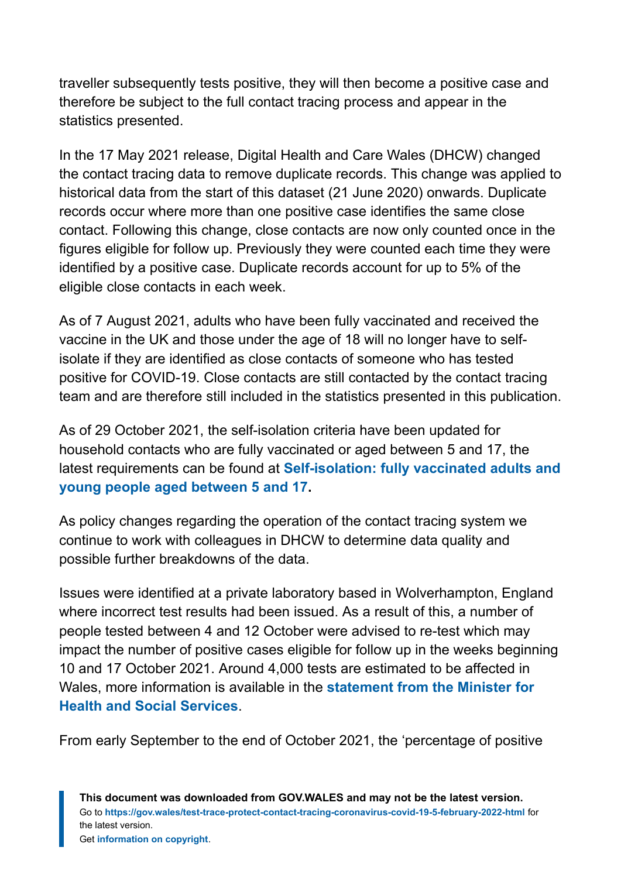traveller subsequently tests positive, they will then become a positive case and therefore be subject to the full contact tracing process and appear in the statistics presented.

In the 17 May 2021 release, Digital Health and Care Wales (DHCW) changed the contact tracing data to remove duplicate records. This change was applied to historical data from the start of this dataset (21 June 2020) onwards. Duplicate records occur where more than one positive case identifies the same close contact. Following this change, close contacts are now only counted once in the figures eligible for follow up. Previously they were counted each time they were identified by a positive case. Duplicate records account for up to 5% of the eligible close contacts in each week.

As of 7 August 2021, adults who have been fully vaccinated and received the vaccine in the UK and those under the age of 18 will no longer have to self-isolate if they are identified as close contacts of someone who has tested positive for COVID-19. Close contacts are still contacted by the contact tracing team and are therefore still included in the statistics presented in this publication.

As of 29 October 2021, the self-isolation criteria have been updated for household contacts who are fully vaccinated or aged between 5 and 17, the latest requirements can be found at **Self-isolation: fully vaccinated adults and young people aged between 5 and 17**.

As policy changes regarding the operation of the contact tracing system we continue to work with colleagues in DHCW to determine data quality and possible further breakdowns of the data.

Issues were identified at a private laboratory based in Wolverhampton, England where incorrect test results had been issued. As a result of this, a number of people tested between 4 and 12 October were advised to re-test which may impact the number of positive cases eligible for follow up in the weeks beginning 10 and 17 October 2021. Around 4,000 tests are estimated to be affected in Wales, more information is available in the **statement from the Minister for Health and Social Services**.

From early September to the end of October 2021, the 'percentage of positive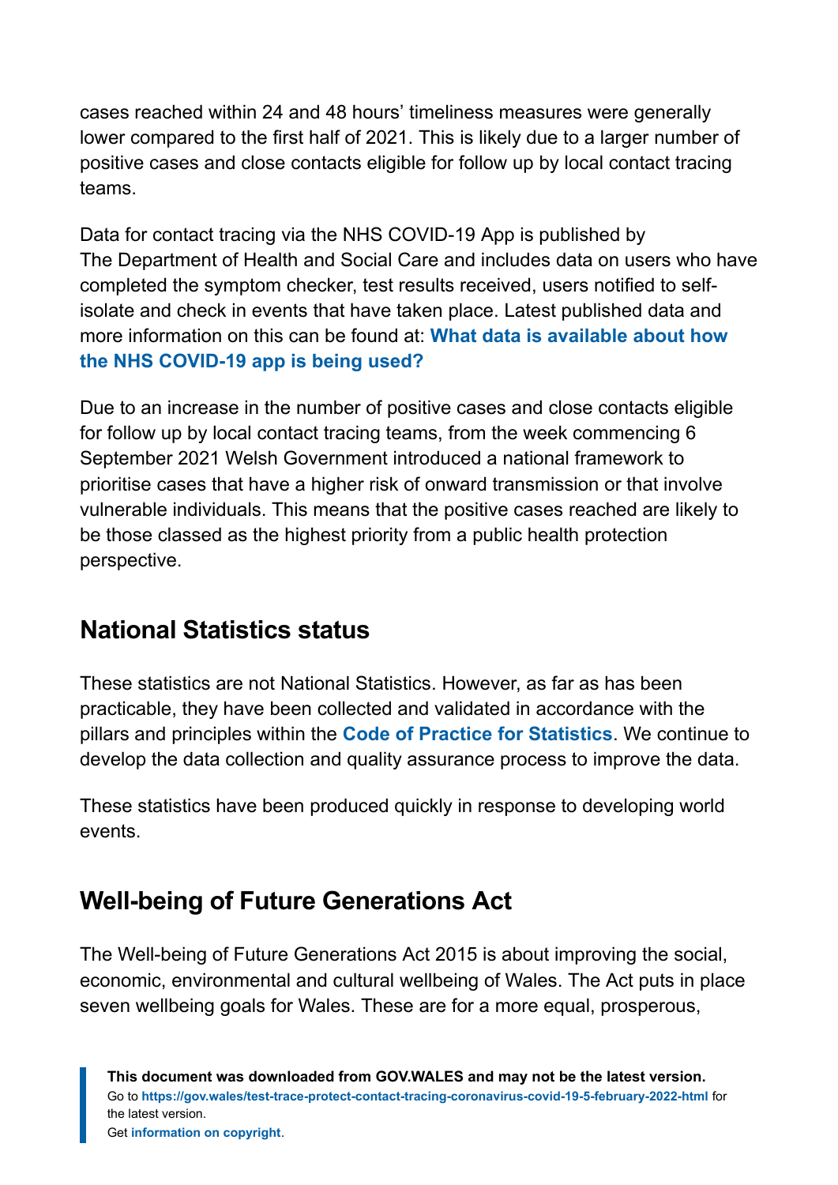cases reached within 24 and 48 hours' timeliness measures were generally lower compared to the first half of 2021. This is likely due to a larger number of positive cases and close contacts eligible for follow up by local contact tracing teams.

Data for contact tracing via the NHS COVID-19 App is published by The Department of Health and Social Care and includes data on users who have completed the symptom checker, test results received, users notified to self-isolate and check in events that have taken place. Latest published data and more information on this can be found at: **What data is available about how the NHS COVID-19 app is being used?**

Due to an increase in the number of positive cases and close contacts eligible for follow up by local contact tracing teams, from the week commencing 6 September 2021 Welsh Government introduced a national framework to prioritise cases that have a higher risk of onward transmission or that involve vulnerable individuals. This means that the positive cases reached are likely to be those classed as the highest priority from a public health protection perspective.

## National Statistics status

These statistics are not National Statistics. However, as far as has been practicable, they have been collected and validated in accordance with the pillars and principles within the **Code of Practice for Statistics**. We continue to develop the data collection and quality assurance process to improve the data.

These statistics have been produced quickly in response to developing world events.

## Well-being of Future Generations Act

The Well-being of Future Generations Act 2015 is about improving the social, economic, environmental and cultural wellbeing of Wales. The Act puts in place seven wellbeing goals for Wales. These are for a more equal, prosperous,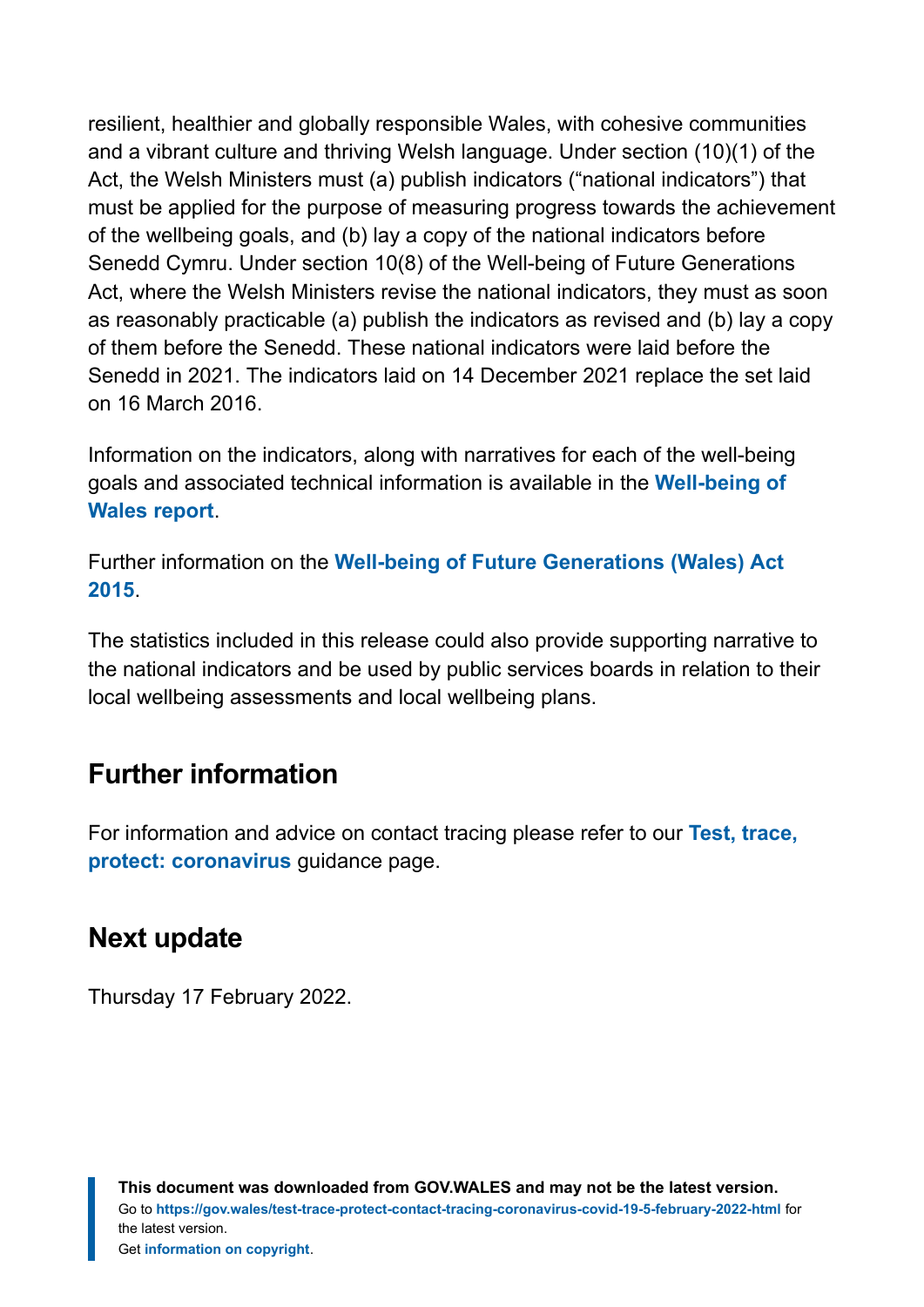resilient, healthier and globally responsible Wales, with cohesive communities and a vibrant culture and thriving Welsh language. Under section (10)(1) of the Act, the Welsh Ministers must (a) publish indicators ("national indicators") that must be applied for the purpose of measuring progress towards the achievement of the wellbeing goals, and (b) lay a copy of the national indicators before Senedd Cymru. Under section 10(8) of the Well-being of Future Generations Act, where the Welsh Ministers revise the national indicators, they must as soon as reasonably practicable (a) publish the indicators as revised and (b) lay a copy of them before the Senedd. These national indicators were laid before the Senedd in 2021. The indicators laid on 14 December 2021 replace the set laid on 16 March 2016.

Information on the indicators, along with narratives for each of the well-being goals and associated technical information is available in the **Well-being of Wales report**.

Further information on the **Well-being of Future Generations (Wales) Act 2015**.

The statistics included in this release could also provide supporting narrative to the national indicators and be used by public services boards in relation to their local wellbeing assessments and local wellbeing plans.

## Further information

For information and advice on contact tracing please refer to our **Test, trace, protect: coronavirus** guidance page.

## Next update

Thursday 17 February 2022.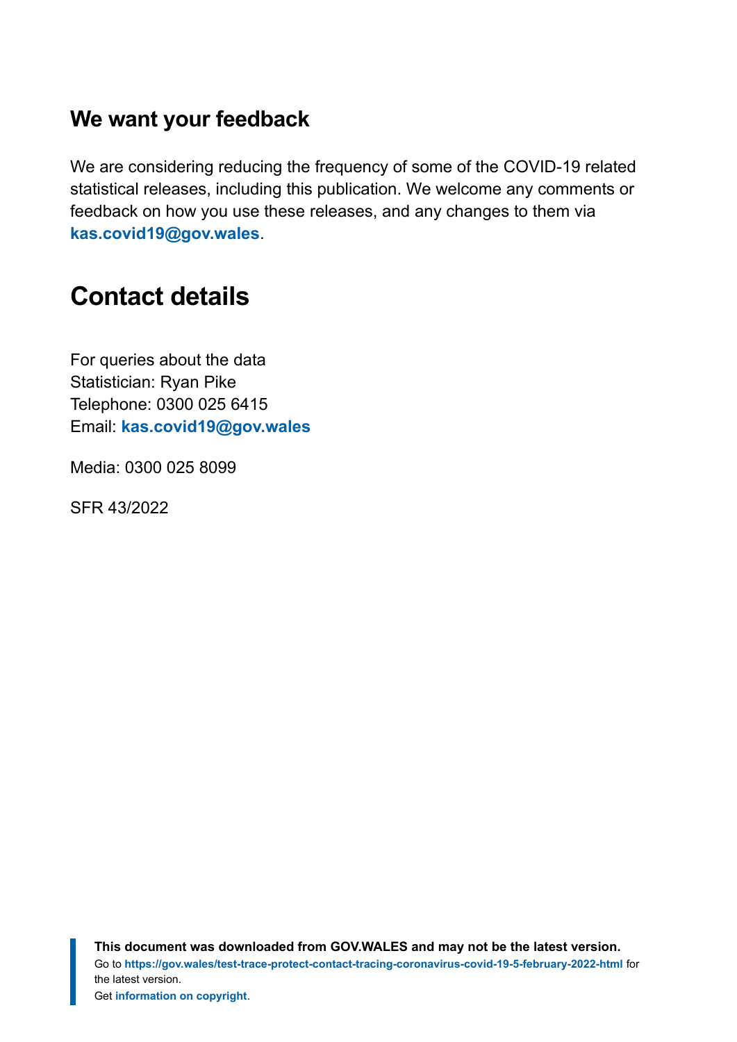### We want your feedback

We are considering reducing the frequency of some of the COVID-19 related statistical releases, including this publication. We welcome any comments or feedback on how you use these releases, and any changes to them via **kas.covid19@gov.wales**.

## Contact details

For queries about the data
Statistician: Ryan Pike
Telephone: 0300 025 6415
Email: **kas.covid19@gov.wales**

Media: 0300 025 8099

SFR 43/2022

**This document was downloaded from GOV.WALES and may not be the latest version.**
Go to **https://gov.wales/test-trace-protect-contact-tracing-coronavirus-covid-19-5-february-2022-html** for the latest version.
Get **information on copyright**.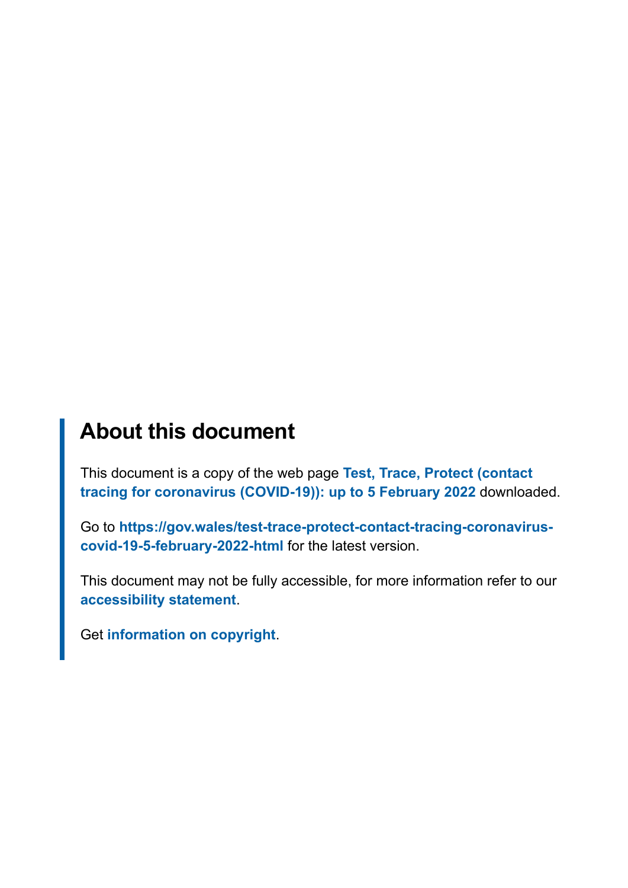## About this document

This document is a copy of the web page **Test, Trace, Protect (contact tracing for coronavirus (COVID-19)): up to 5 February 2022** downloaded.

Go to **https://gov.wales/test-trace-protect-contact-tracing-coronavirus-covid-19-5-february-2022-html** for the latest version.

This document may not be fully accessible, for more information refer to our **accessibility statement**.

Get **information on copyright**.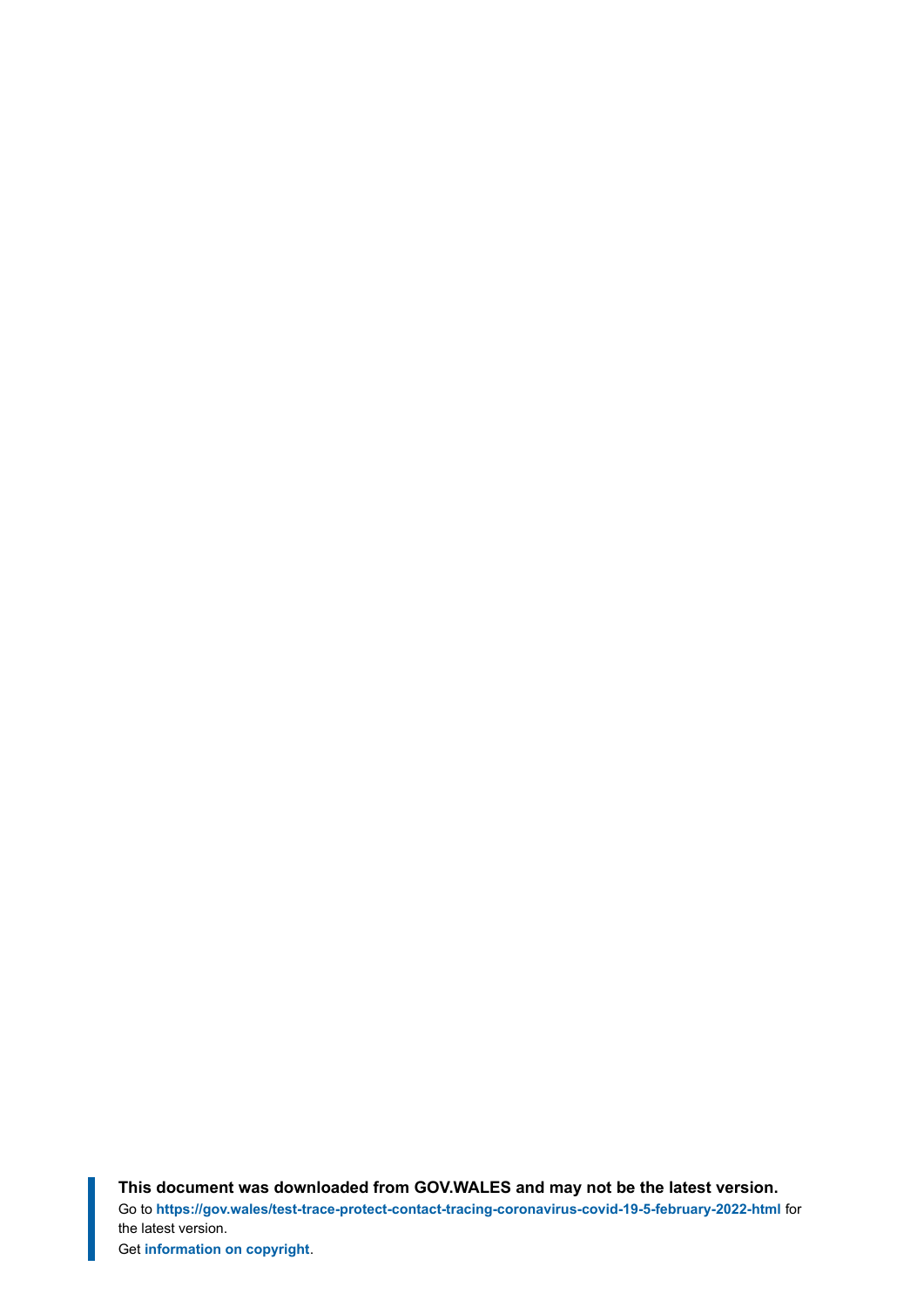**This document was downloaded from GOV.WALES and may not be the latest version.**

Go to **https://gov.wales/test-trace-protect-contact-tracing-coronavirus-covid-19-5-february-2022-html** for the latest version.

Get **information on copyright**.